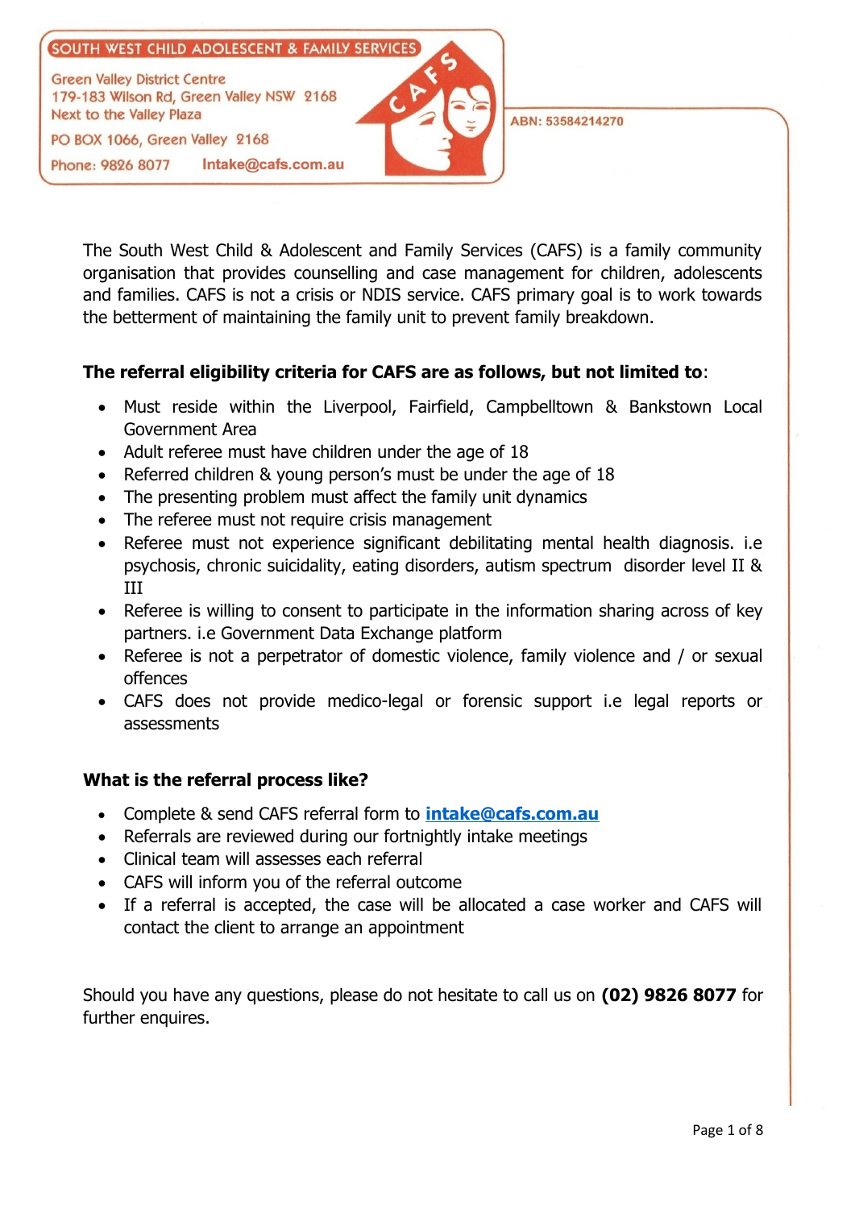SOUTH WEST CHILD ADOLESCENT & FAMILY SERVICES

Green Valley District Centre
179-183 Wilson Rd, Green Valley NSW 2168
Next to the Valley Plaza

PO BOX 1066, Green Valley 2168

Phone: 9826 8077 Intake@cafs.com.au

ABN: 53584214270

The South West Child & Adolescent and Family Services (CAFS) is a family community organisation that provides counselling and case management for children, adolescents and families. CAFS is not a crisis or NDIS service. CAFS primary goal is to work towards the betterment of maintaining the family unit to prevent family breakdown.

**The referral eligibility criteria for CAFS are as follows, but not limited to**:

- Must reside within the Liverpool, Fairfield, Campbelltown & Bankstown Local Government Area
- Adult referee must have children under the age of 18
- Referred children & young person's must be under the age of 18
- The presenting problem must affect the family unit dynamics
- The referee must not require crisis management
- Referee must not experience significant debilitating mental health diagnosis. i.e psychosis, chronic suicidality, eating disorders, autism spectrum disorder level II & III
- Referee is willing to consent to participate in the information sharing across of key partners. i.e Government Data Exchange platform
- Referee is not a perpetrator of domestic violence, family violence and / or sexual offences
- CAFS does not provide medico-legal or forensic support i.e legal reports or assessments

**What is the referral process like?**

- Complete & send CAFS referral form to **intake@cafs.com.au**
- Referrals are reviewed during our fortnightly intake meetings
- Clinical team will assesses each referral
- CAFS will inform you of the referral outcome
- If a referral is accepted, the case will be allocated a case worker and CAFS will contact the client to arrange an appointment

Should you have any questions, please do not hesitate to call us on **(02) 9826 8077** for further enquires.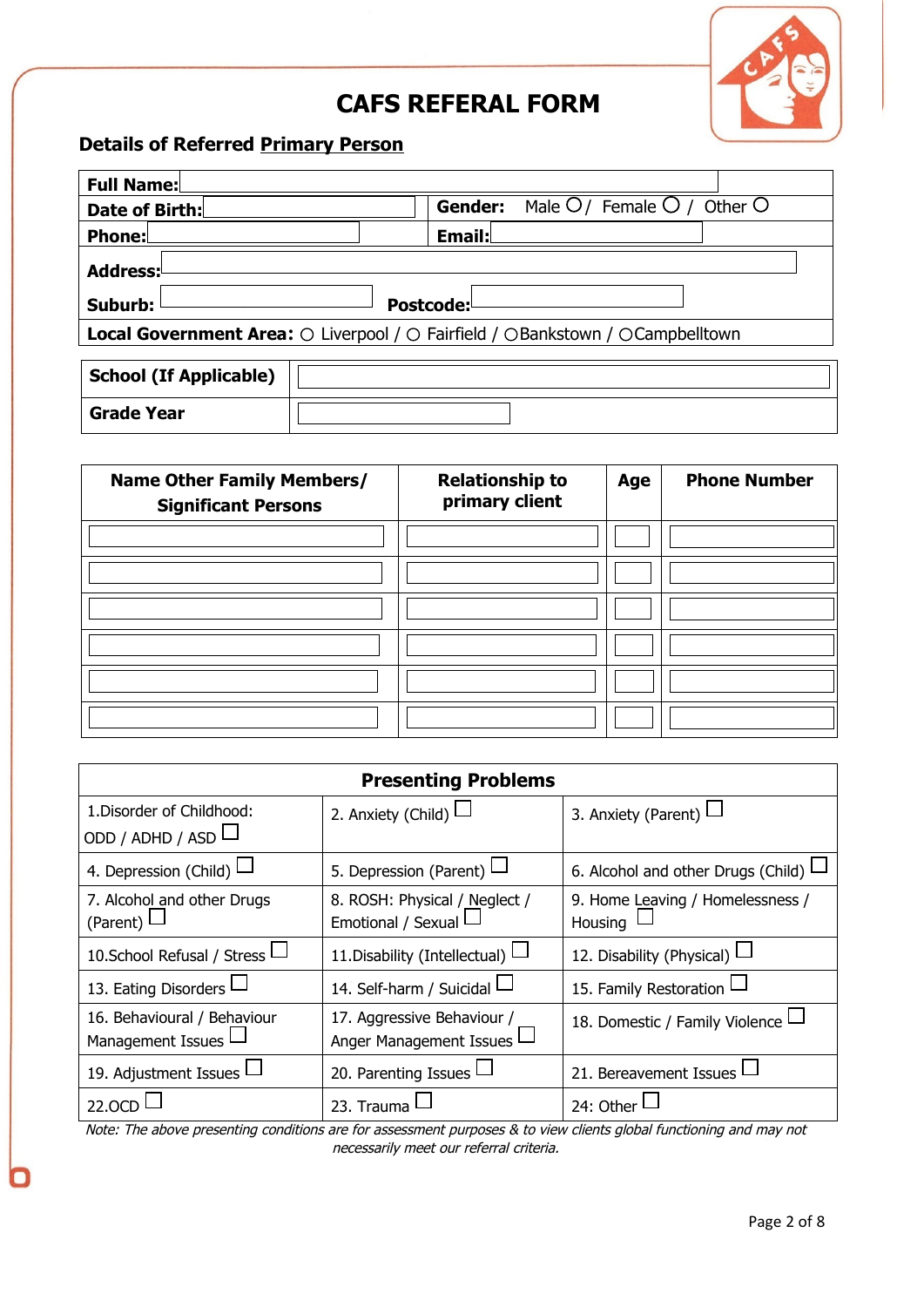# CAFS REFERAL FORM

## Details of Referred Primary Person

| | |
|---|---|
| **Full Name:** | |
| **Date of Birth:** | **Gender:** Male ○ / Female ○ / Other ○ |
| **Phone:** | **Email:** |
| **Address:** | |
| **Suburb:** | **Postcode:** |
| **Local Government Area:** ○ Liverpool / ○ Fairfield / ○ Bankstown / ○ Campbelltown | |

| | |
|---|---|
| **School (If Applicable)** | |
| **Grade Year** | |

| Name Other Family Members/ Significant Persons | Relationship to primary client | Age | Phone Number |
|---|---|---|---|
| | | | |
| | | | |
| | | | |
| | | | |
| | | | |
| | | | |

| Presenting Problems | | |
|---|---|---|
| 1.Disorder of Childhood: ODD / ADHD / ASD ☐ | 2. Anxiety (Child) ☐ | 3. Anxiety (Parent) ☐ |
| 4. Depression (Child) ☐ | 5. Depression (Parent) ☐ | 6. Alcohol and other Drugs (Child) ☐ |
| 7. Alcohol and other Drugs (Parent) ☐ | 8. ROSH: Physical / Neglect / Emotional / Sexual ☐ | 9. Home Leaving / Homelessness / Housing ☐ |
| 10.School Refusal / Stress ☐ | 11.Disability (Intellectual) ☐ | 12. Disability (Physical) ☐ |
| 13. Eating Disorders ☐ | 14. Self-harm / Suicidal ☐ | 15. Family Restoration ☐ |
| 16. Behavioural / Behaviour Management Issues ☐ | 17. Aggressive Behaviour / Anger Management Issues ☐ | 18. Domestic / Family Violence ☐ |
| 19. Adjustment Issues ☐ | 20. Parenting Issues ☐ | 21. Bereavement Issues ☐ |
| 22.OCD ☐ | 23. Trauma ☐ | 24: Other ☐ |

*Note: The above presenting conditions are for assessment purposes & to view clients global functioning and may not necessarily meet our referral criteria.*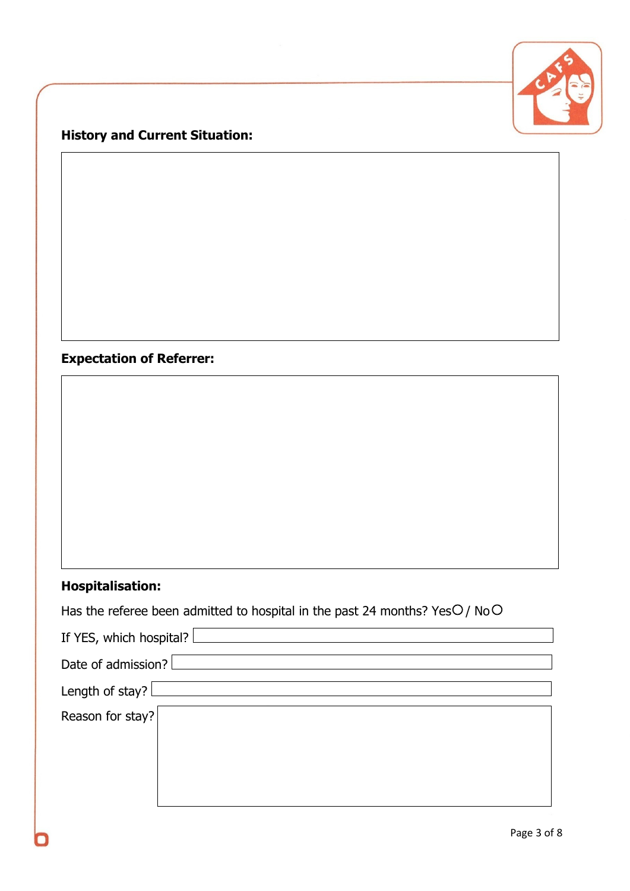**History and Current Situation:**

**Expectation of Referrer:**

**Hospitalisation:**

Has the referee been admitted to hospital in the past 24 months? Yes ○ / No ○

If YES, which hospital?

Date of admission?

Length of stay?

Reason for stay?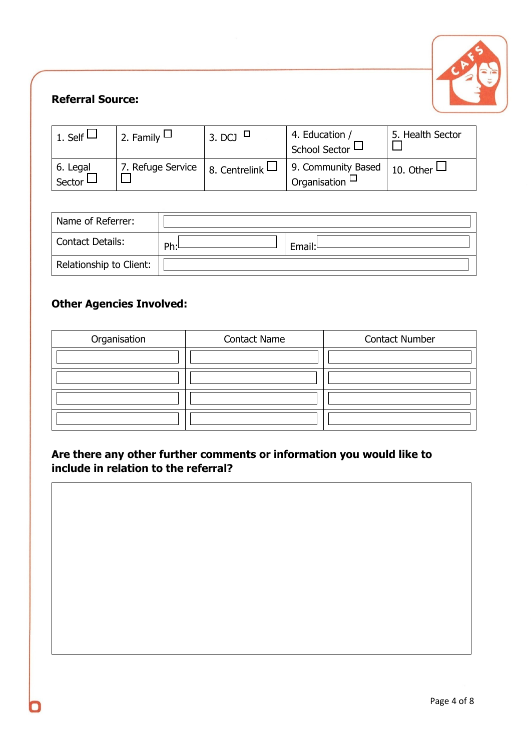**Referral Source:**

| 1. Self ☐ | 2. Family ☐ | 3. DCJ ☐ | 4. Education / School Sector ☐ | 5. Health Sector ☐ |
|---|---|---|---|---|
| 6. Legal Sector ☐ | 7. Refuge Service ☐ | 8. Centrelink ☐ | 9. Community Based Organisation ☐ | 10. Other ☐ |

| Name of Referrer: | | |
|---|---|---|
| Contact Details: | Ph: | Email: |
| Relationship to Client: | | |

**Other Agencies Involved:**

| Organisation | Contact Name | Contact Number |
|---|---|---|
| | | |
| | | |
| | | |
| | | |

**Are there any other further comments or information you would like to include in relation to the referral?**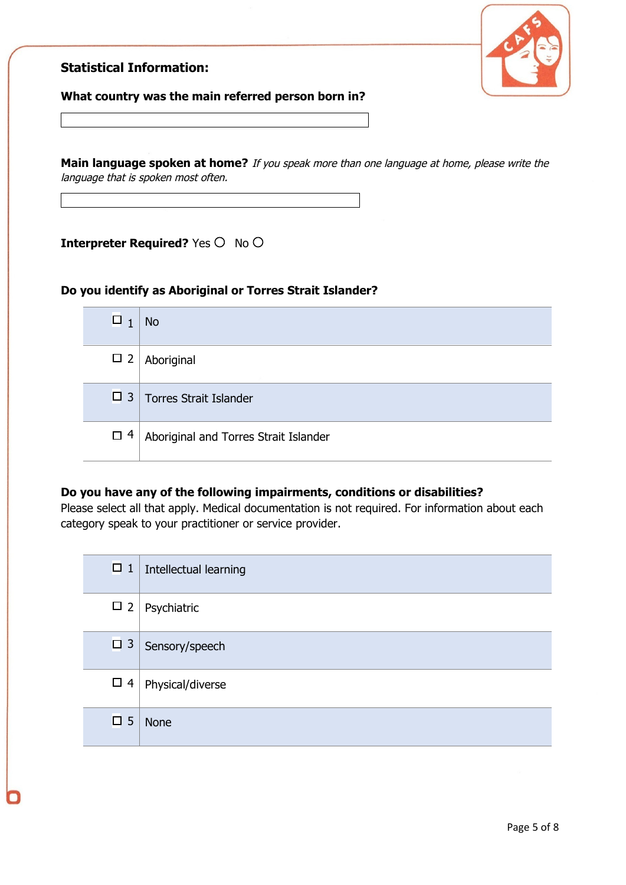## Statistical Information:

**What country was the main referred person born in?**

&nbsp;

**Main language spoken at home?** *If you speak more than one language at home, please write the language that is spoken most often.*

&nbsp;

**Interpreter Required?** Yes ○ No ○

**Do you identify as Aboriginal or Torres Strait Islander?**

| | |
|---|---|
| ☐ 1 | No |
| ☐ 2 | Aboriginal |
| ☐ 3 | Torres Strait Islander |
| ☐ 4 | Aboriginal and Torres Strait Islander |

**Do you have any of the following impairments, conditions or disabilities?**
Please select all that apply. Medical documentation is not required. For information about each category speak to your practitioner or service provider.

| | |
|---|---|
| ☐ 1 | Intellectual learning |
| ☐ 2 | Psychiatric |
| ☐ 3 | Sensory/speech |
| ☐ 4 | Physical/diverse |
| ☐ 5 | None |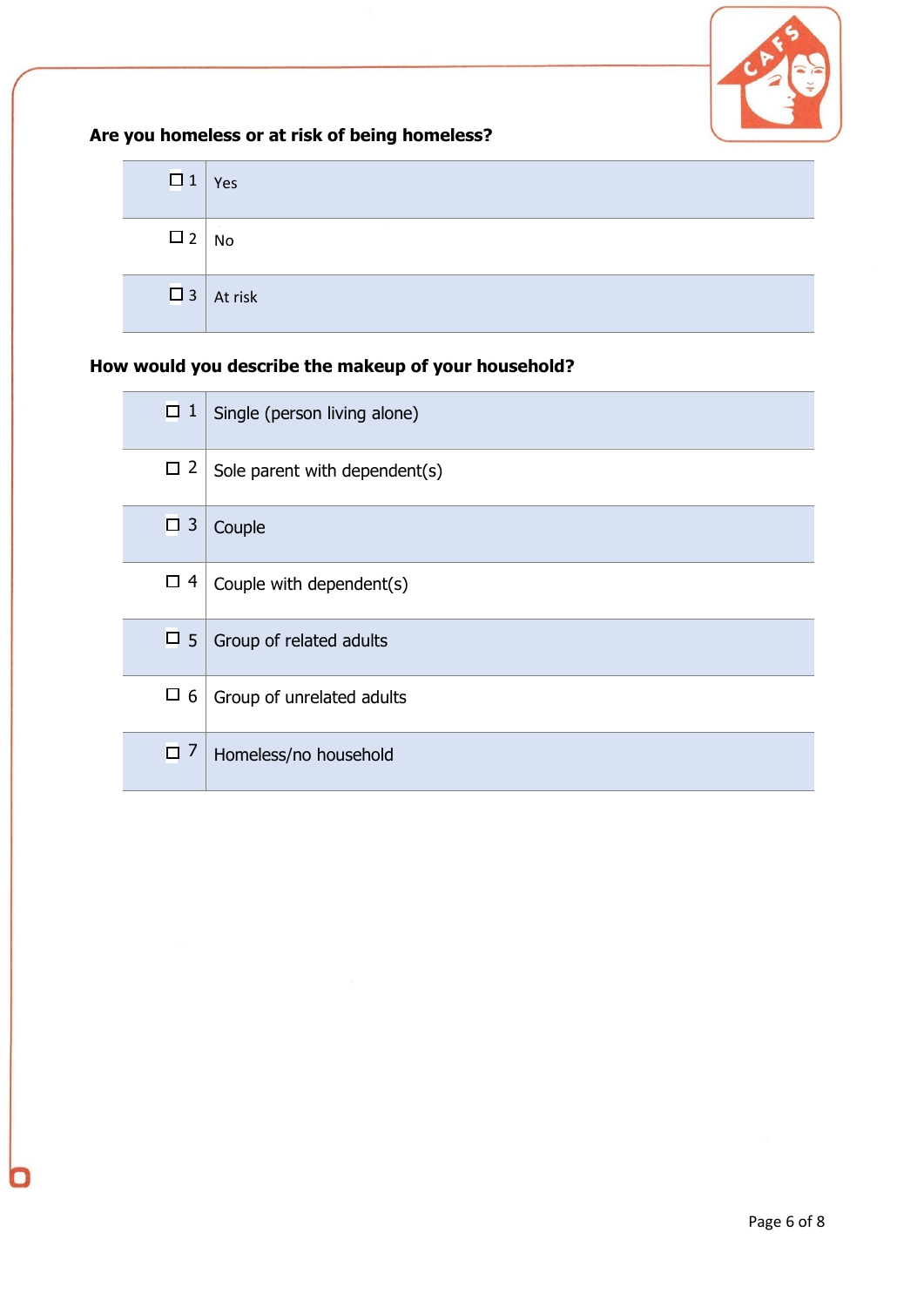**Are you homeless or at risk of being homeless?**

| | |
|---|---|
| ☐ 1 | Yes |
| ☐ 2 | No |
| ☐ 3 | At risk |

**How would you describe the makeup of your household?**

| | |
|---|---|
| ☐ 1 | Single (person living alone) |
| ☐ 2 | Sole parent with dependent(s) |
| ☐ 3 | Couple |
| ☐ 4 | Couple with dependent(s) |
| ☐ 5 | Group of related adults |
| ☐ 6 | Group of unrelated adults |
| ☐ 7 | Homeless/no household |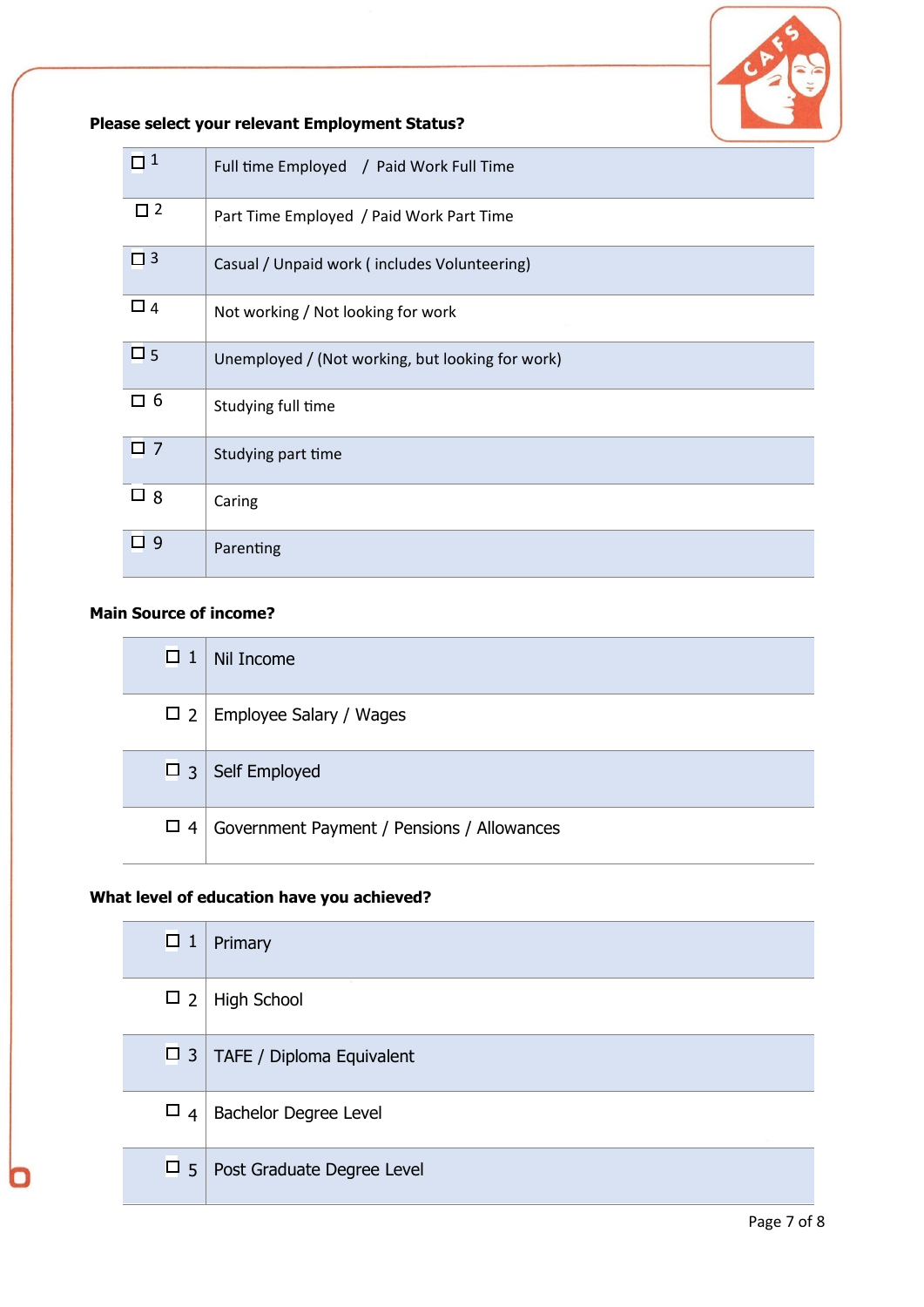**Please select your relevant Employment Status?**

| | |
|---|---|
| ☐ 1 | Full time Employed / Paid Work Full Time |
| ☐ 2 | Part Time Employed / Paid Work Part Time |
| ☐ 3 | Casual / Unpaid work ( includes Volunteering) |
| ☐ 4 | Not working / Not looking for work |
| ☐ 5 | Unemployed / (Not working, but looking for work) |
| ☐ 6 | Studying full time |
| ☐ 7 | Studying part time |
| ☐ 8 | Caring |
| ☐ 9 | Parenting |

**Main Source of income?**

| | |
|---|---|
| ☐ 1 | Nil Income |
| ☐ 2 | Employee Salary / Wages |
| ☐ 3 | Self Employed |
| ☐ 4 | Government Payment / Pensions / Allowances |

**What level of education have you achieved?**

| | |
|---|---|
| ☐ 1 | Primary |
| ☐ 2 | High School |
| ☐ 3 | TAFE / Diploma Equivalent |
| ☐ 4 | Bachelor Degree Level |
| ☐ 5 | Post Graduate Degree Level |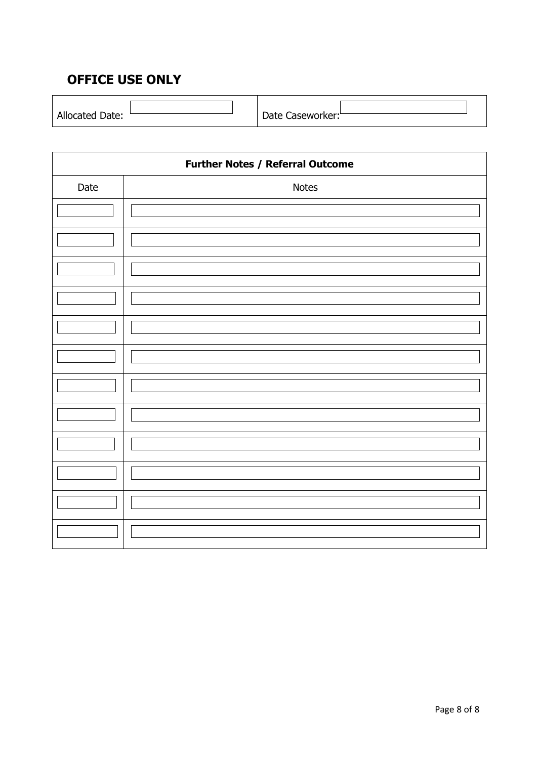## OFFICE USE ONLY

| | |
|---|---|
| Allocated Date: | Date Caseworker: |

| Further Notes / Referral Outcome | |
|---|---|
| Date | Notes |
| | |
| | |
| | |
| | |
| | |
| | |
| | |
| | |
| | |
| | |
| | |
| | |